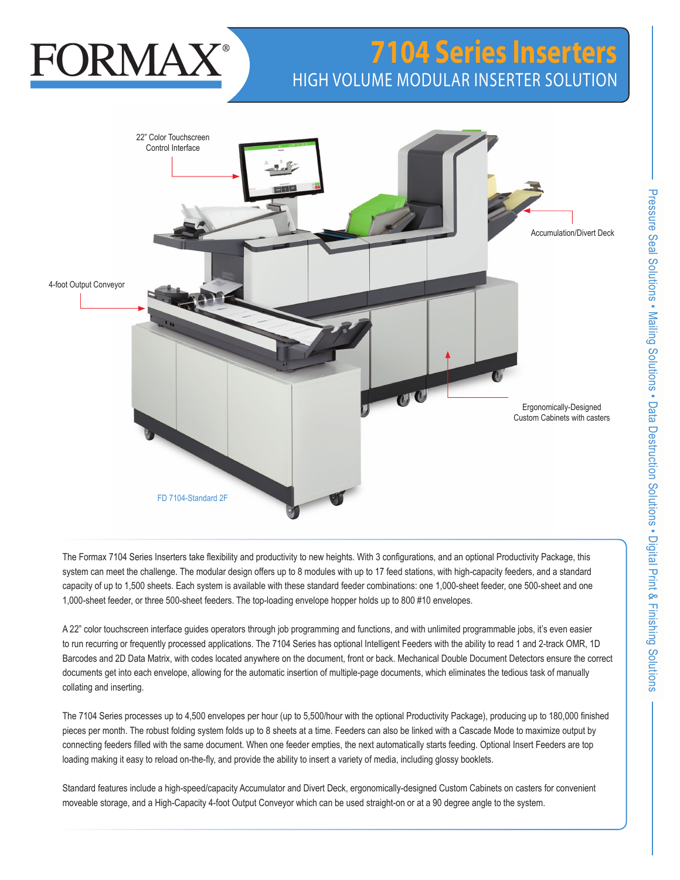# FORMAX®

# 7104 Series Inserters

## HIGH VOLUME MODULAR INSERTER SOLUTION

22" Color Touchscreen Control Interface

Accumulation/Divert Deck

4-foot Output Conveyor

Ergonomically-Designed Custom Cabinets with casters

FD 7104-Standard 2F

Pressure Seal Solutions • Mailing Solutions • Data Destruction Solutions • Digital Print & Finishing Solutions

The Formax 7104 Series Inserters take flexibility and productivity to new heights. With 3 configurations, and an optional Productivity Package, this system can meet the challenge. The modular design offers up to 8 modules with up to 17 feed stations, with high-capacity feeders, and a standard capacity of up to 1,500 sheets. Each system is available with these standard feeder combinations: one 1,000-sheet feeder, one 500-sheet and one 1,000-sheet feeder, or three 500-sheet feeders. The top-loading envelope hopper holds up to 800 #10 envelopes.

A 22" color touchscreen interface guides operators through job programming and functions, and with unlimited programmable jobs, it's even easier to run recurring or frequently processed applications. The 7104 Series has optional Intelligent Feeders with the ability to read 1 and 2-track OMR, 1D Barcodes and 2D Data Matrix, with codes located anywhere on the document, front or back. Mechanical Double Document Detectors ensure the correct documents get into each envelope, allowing for the automatic insertion of multiple-page documents, which eliminates the tedious task of manually collating and inserting.

The 7104 Series processes up to 4,500 envelopes per hour (up to 5,500/hour with the optional Productivity Package), producing up to 180,000 finished pieces per month. The robust folding system folds up to 8 sheets at a time. Feeders can also be linked with a Cascade Mode to maximize output by connecting feeders filled with the same document. When one feeder empties, the next automatically starts feeding. Optional Insert Feeders are top loading making it easy to reload on-the-fly, and provide the ability to insert a variety of media, including glossy booklets.

Standard features include a high-speed/capacity Accumulator and Divert Deck, ergonomically-designed Custom Cabinets on casters for convenient moveable storage, and a High-Capacity 4-foot Output Conveyor which can be used straight-on or at a 90 degree angle to the system.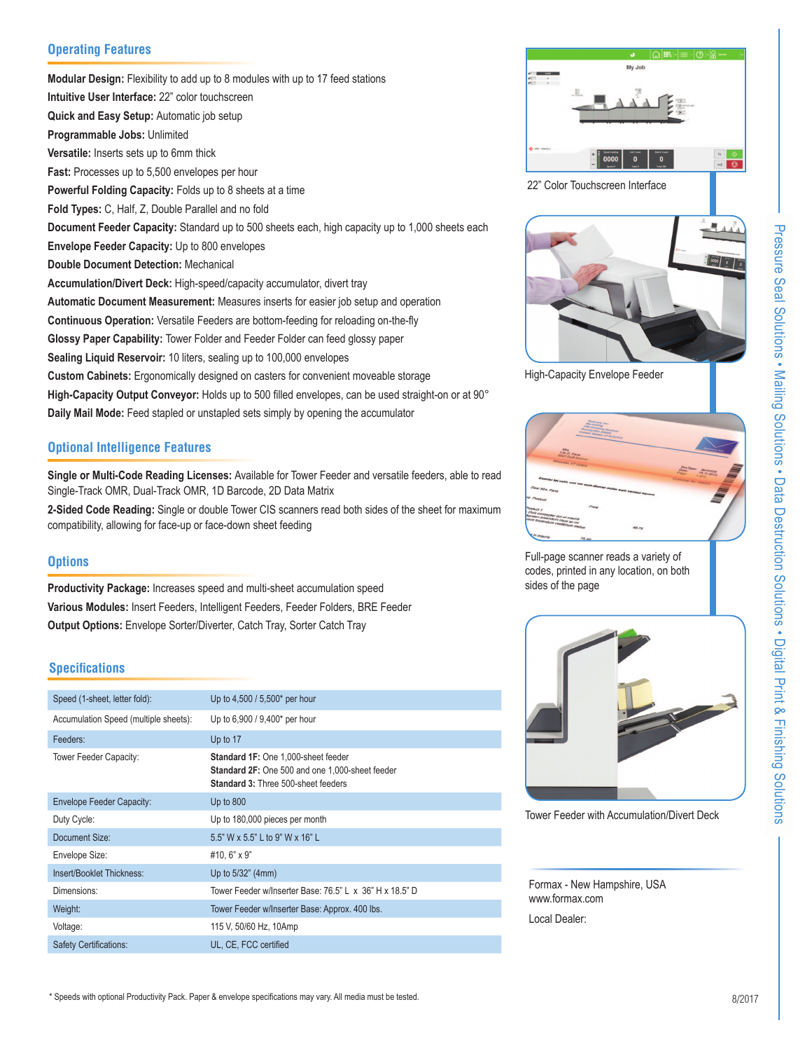## Operating Features

**Modular Design:** Flexibility to add up to 8 modules with up to 17 feed stations
**Intuitive User Interface:** 22" color touchscreen
**Quick and Easy Setup:** Automatic job setup
**Programmable Jobs:** Unlimited
**Versatile:** Inserts sets up to 6mm thick
**Fast:** Processes up to 5,500 envelopes per hour
**Powerful Folding Capacity:** Folds up to 8 sheets at a time
**Fold Types:** C, Half, Z, Double Parallel and no fold
**Document Feeder Capacity:** Standard up to 500 sheets each, high capacity up to 1,000 sheets each
**Envelope Feeder Capacity:** Up to 800 envelopes
**Double Document Detection:** Mechanical
**Accumulation/Divert Deck:** High-speed/capacity accumulator, divert tray
**Automatic Document Measurement:** Measures inserts for easier job setup and operation
**Continuous Operation:** Versatile Feeders are bottom-feeding for reloading on-the-fly
**Glossy Paper Capability:** Tower Folder and Feeder Folder can feed glossy paper
**Sealing Liquid Reservoir:** 10 liters, sealing up to 100,000 envelopes
**Custom Cabinets:** Ergonomically designed on casters for convenient moveable storage
**High-Capacity Output Conveyor:** Holds up to 500 filled envelopes, can be used straight-on or at 90°
**Daily Mail Mode:** Feed stapled or unstapled sets simply by opening the accumulator

## Optional Intelligence Features

**Single or Multi-Code Reading Licenses:** Available for Tower Feeder and versatile feeders, able to read Single-Track OMR, Dual-Track OMR, 1D Barcode, 2D Data Matrix

**2-Sided Code Reading:** Single or double Tower CIS scanners read both sides of the sheet for maximum compatibility, allowing for face-up or face-down sheet feeding

## Options

**Productivity Package:** Increases speed and multi-sheet accumulation speed
**Various Modules:** Insert Feeders, Intelligent Feeders, Feeder Folders, BRE Feeder
**Output Options:** Envelope Sorter/Diverter, Catch Tray, Sorter Catch Tray

## Specifications

| | |
|---|---|
| Speed (1-sheet, letter fold): | Up to 4,500 / 5,500* per hour |
| Accumulation Speed (multiple sheets): | Up to 6,900 / 9,400* per hour |
| Feeders: | Up to 17 |
| Tower Feeder Capacity: | **Standard 1F:** One 1,000-sheet feeder<br>**Standard 2F:** One 500 and one 1,000-sheet feeder<br>**Standard 3:** Three 500-sheet feeders |
| Envelope Feeder Capacity: | Up to 800 |
| Duty Cycle: | Up to 180,000 pieces per month |
| Document Size: | 5.5" W x 5.5" L to 9" W x 16" L |
| Envelope Size: | #10, 6" x 9" |
| Insert/Booklet Thickness: | Up to 5/32" (4mm) |
| Dimensions: | Tower Feeder w/Inserter Base: 76.5" L x 36" H x 18.5" D |
| Weight: | Tower Feeder w/Inserter Base: Approx. 400 lbs. |
| Voltage: | 115 V, 50/60 Hz, 10Amp |
| Safety Certifications: | UL, CE, FCC certified |

22" Color Touchscreen Interface

High-Capacity Envelope Feeder

Full-page scanner reads a variety of codes, printed in any location, on both sides of the page

Tower Feeder with Accumulation/Divert Deck

Pressure Seal Solutions • Mailing Solutions • Data Destruction Solutions • Digital Print & Finishing Solutions

Formax - New Hampshire, USA
www.formax.com

Local Dealer:

* Speeds with optional Productivity Pack. Paper & envelope specifications may vary. All media must be tested.

8/2017